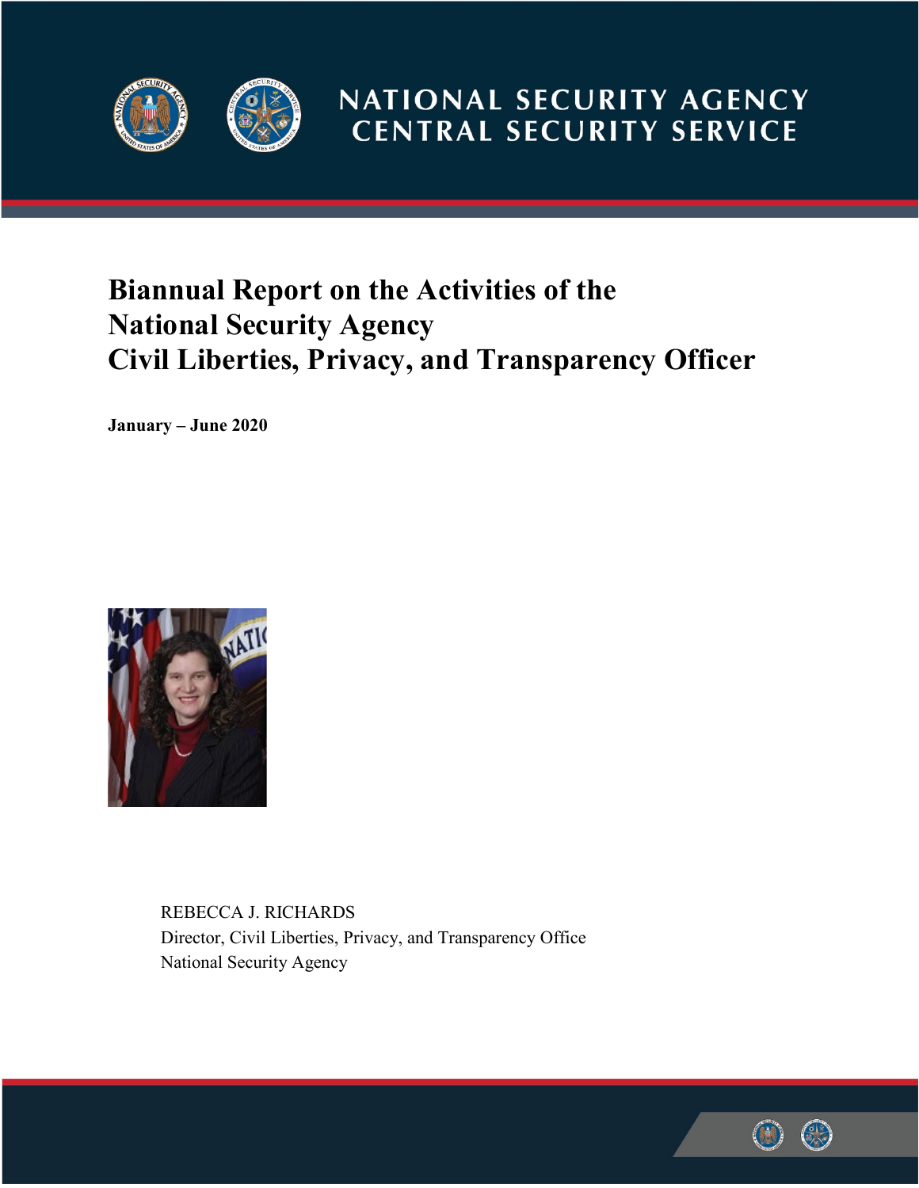NATIONAL SECURITY AGENCY
CENTRAL SECURITY SERVICE

# Biannual Report on the Activities of the National Security Agency Civil Liberties, Privacy, and Transparency Officer

**January – June 2020**

REBECCA J. RICHARDS
Director, Civil Liberties, Privacy, and Transparency Office
National Security Agency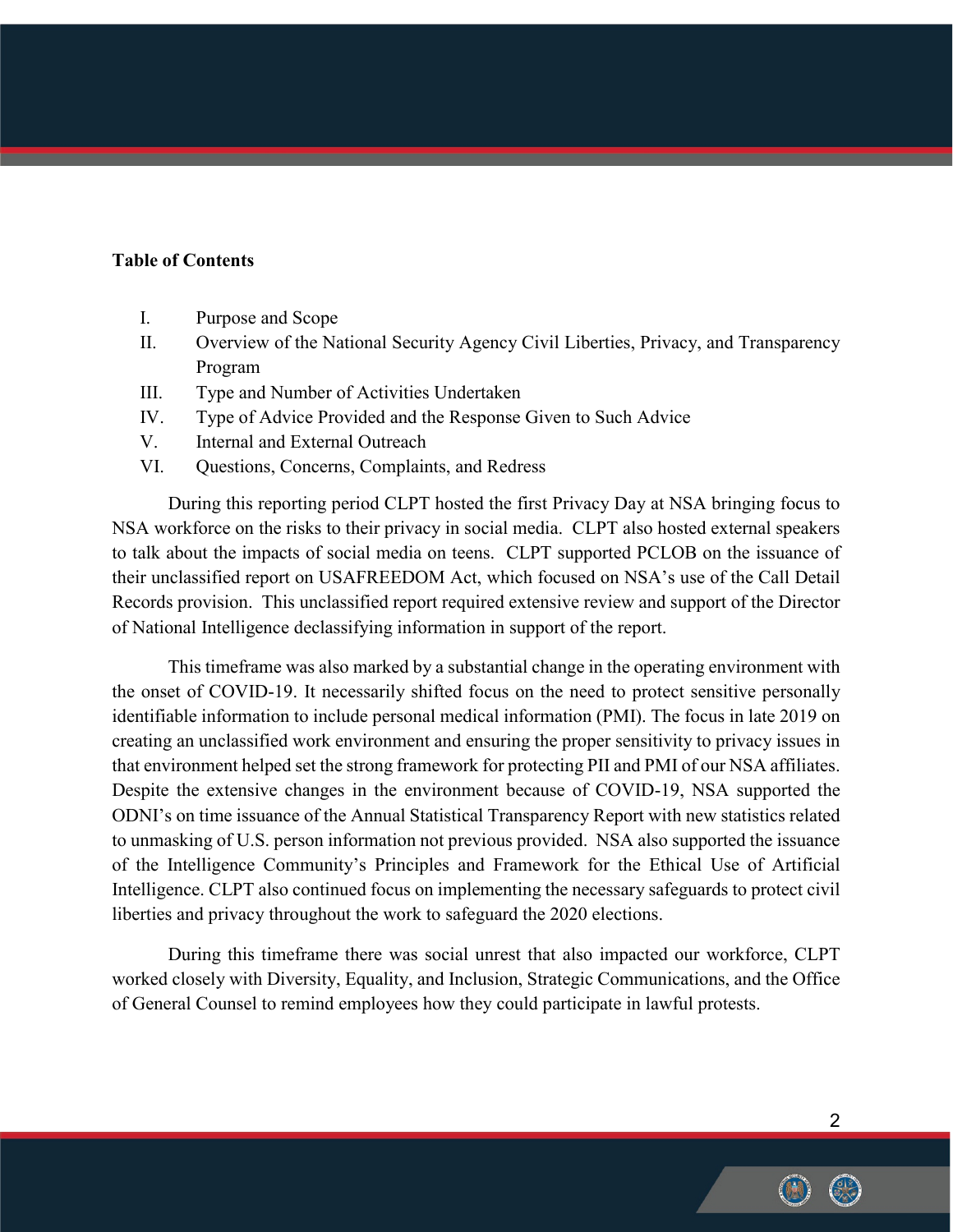**Table of Contents**

I. Purpose and Scope
II. Overview of the National Security Agency Civil Liberties, Privacy, and Transparency Program
III. Type and Number of Activities Undertaken
IV. Type of Advice Provided and the Response Given to Such Advice
V. Internal and External Outreach
VI. Questions, Concerns, Complaints, and Redress

During this reporting period CLPT hosted the first Privacy Day at NSA bringing focus to NSA workforce on the risks to their privacy in social media. CLPT also hosted external speakers to talk about the impacts of social media on teens. CLPT supported PCLOB on the issuance of their unclassified report on USAFREEDOM Act, which focused on NSA's use of the Call Detail Records provision. This unclassified report required extensive review and support of the Director of National Intelligence declassifying information in support of the report.

This timeframe was also marked by a substantial change in the operating environment with the onset of COVID-19. It necessarily shifted focus on the need to protect sensitive personally identifiable information to include personal medical information (PMI). The focus in late 2019 on creating an unclassified work environment and ensuring the proper sensitivity to privacy issues in that environment helped set the strong framework for protecting PII and PMI of our NSA affiliates. Despite the extensive changes in the environment because of COVID-19, NSA supported the ODNI's on time issuance of the Annual Statistical Transparency Report with new statistics related to unmasking of U.S. person information not previous provided. NSA also supported the issuance of the Intelligence Community's Principles and Framework for the Ethical Use of Artificial Intelligence. CLPT also continued focus on implementing the necessary safeguards to protect civil liberties and privacy throughout the work to safeguard the 2020 elections.

During this timeframe there was social unrest that also impacted our workforce, CLPT worked closely with Diversity, Equality, and Inclusion, Strategic Communications, and the Office of General Counsel to remind employees how they could participate in lawful protests.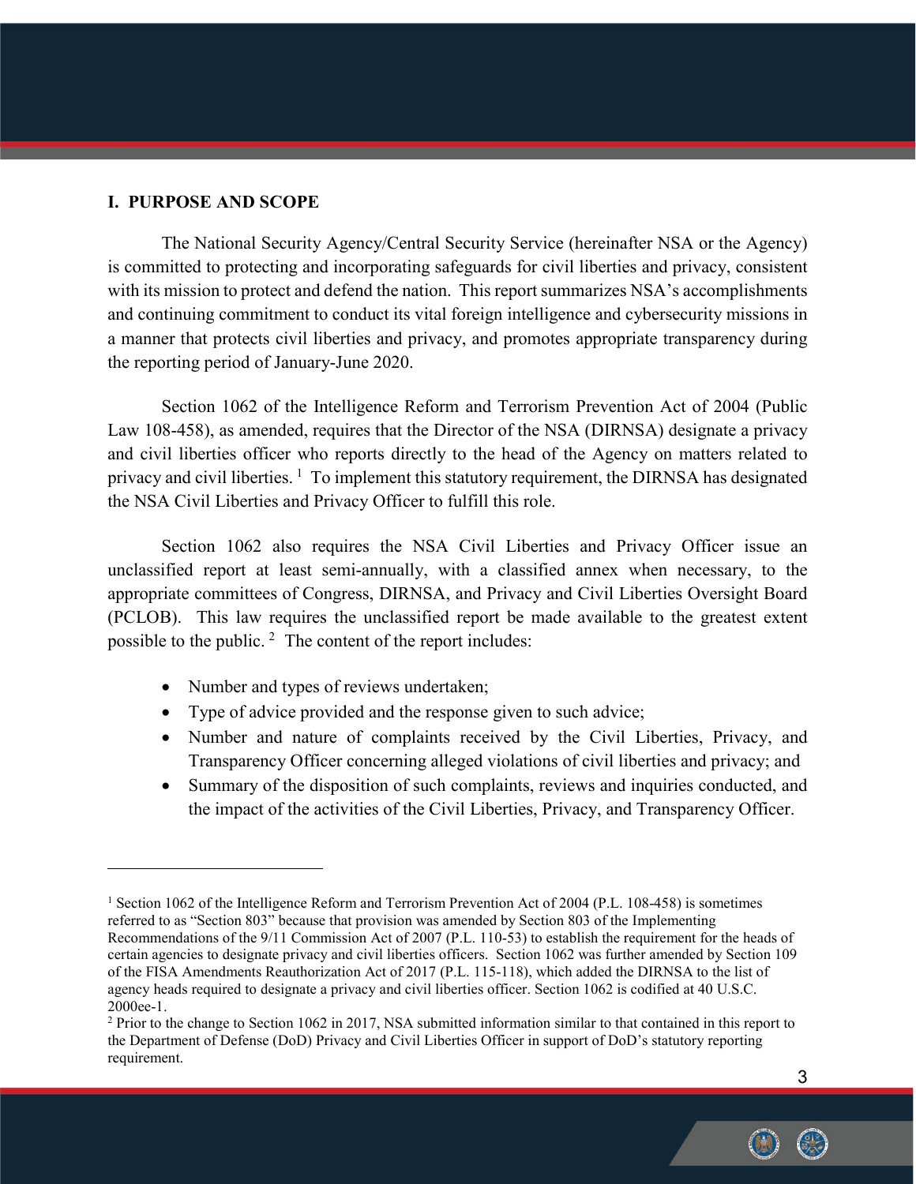## I. PURPOSE AND SCOPE

The National Security Agency/Central Security Service (hereinafter NSA or the Agency) is committed to protecting and incorporating safeguards for civil liberties and privacy, consistent with its mission to protect and defend the nation. This report summarizes NSA's accomplishments and continuing commitment to conduct its vital foreign intelligence and cybersecurity missions in a manner that protects civil liberties and privacy, and promotes appropriate transparency during the reporting period of January-June 2020.

Section 1062 of the Intelligence Reform and Terrorism Prevention Act of 2004 (Public Law 108-458), as amended, requires that the Director of the NSA (DIRNSA) designate a privacy and civil liberties officer who reports directly to the head of the Agency on matters related to privacy and civil liberties.[1] To implement this statutory requirement, the DIRNSA has designated the NSA Civil Liberties and Privacy Officer to fulfill this role.

Section 1062 also requires the NSA Civil Liberties and Privacy Officer issue an unclassified report at least semi-annually, with a classified annex when necessary, to the appropriate committees of Congress, DIRNSA, and Privacy and Civil Liberties Oversight Board (PCLOB). This law requires the unclassified report be made available to the greatest extent possible to the public.[2] The content of the report includes:

- Number and types of reviews undertaken;
- Type of advice provided and the response given to such advice;
- Number and nature of complaints received by the Civil Liberties, Privacy, and Transparency Officer concerning alleged violations of civil liberties and privacy; and
- Summary of the disposition of such complaints, reviews and inquiries conducted, and the impact of the activities of the Civil Liberties, Privacy, and Transparency Officer.

---

[1] Section 1062 of the Intelligence Reform and Terrorism Prevention Act of 2004 (P.L. 108-458) is sometimes referred to as "Section 803" because that provision was amended by Section 803 of the Implementing Recommendations of the 9/11 Commission Act of 2007 (P.L. 110-53) to establish the requirement for the heads of certain agencies to designate privacy and civil liberties officers. Section 1062 was further amended by Section 109 of the FISA Amendments Reauthorization Act of 2017 (P.L. 115-118), which added the DIRNSA to the list of agency heads required to designate a privacy and civil liberties officer. Section 1062 is codified at 40 U.S.C. 2000ee-1.

[2] Prior to the change to Section 1062 in 2017, NSA submitted information similar to that contained in this report to the Department of Defense (DoD) Privacy and Civil Liberties Officer in support of DoD's statutory reporting requirement.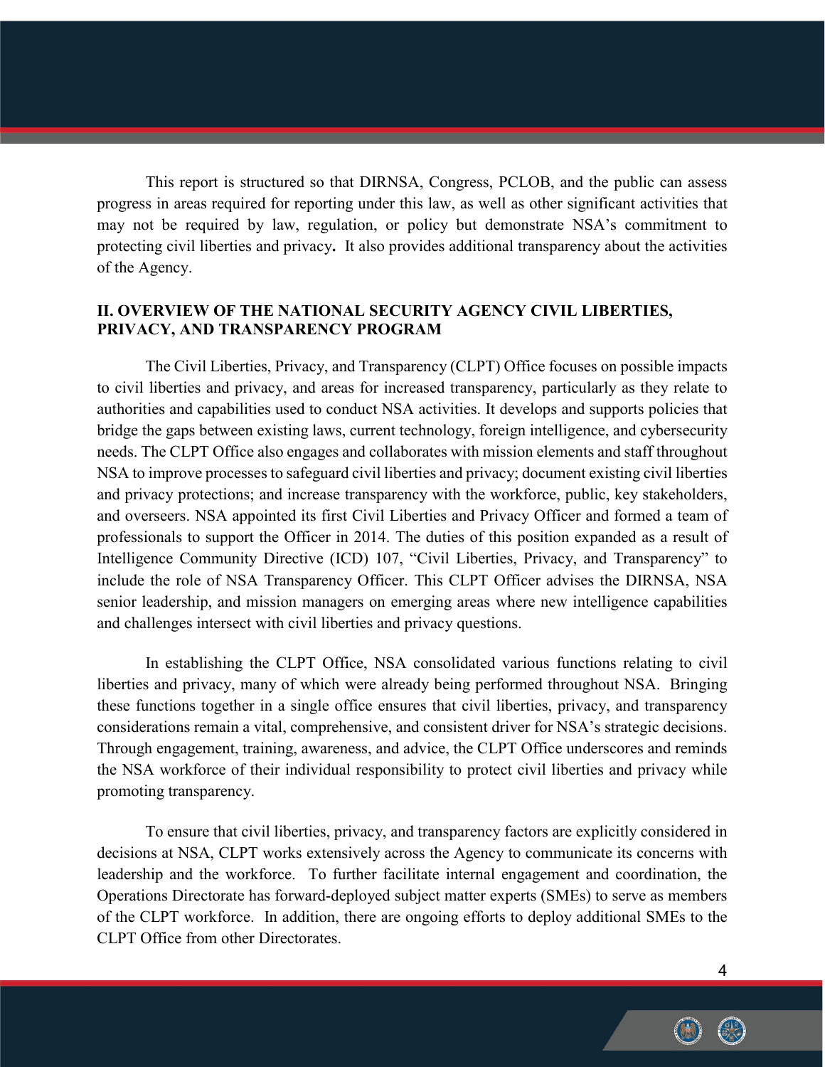This report is structured so that DIRNSA, Congress, PCLOB, and the public can assess progress in areas required for reporting under this law, as well as other significant activities that may not be required by law, regulation, or policy but demonstrate NSA's commitment to protecting civil liberties and privacy**.** It also provides additional transparency about the activities of the Agency.

## II. OVERVIEW OF THE NATIONAL SECURITY AGENCY CIVIL LIBERTIES, PRIVACY, AND TRANSPARENCY PROGRAM

The Civil Liberties, Privacy, and Transparency (CLPT) Office focuses on possible impacts to civil liberties and privacy, and areas for increased transparency, particularly as they relate to authorities and capabilities used to conduct NSA activities. It develops and supports policies that bridge the gaps between existing laws, current technology, foreign intelligence, and cybersecurity needs. The CLPT Office also engages and collaborates with mission elements and staff throughout NSA to improve processes to safeguard civil liberties and privacy; document existing civil liberties and privacy protections; and increase transparency with the workforce, public, key stakeholders, and overseers. NSA appointed its first Civil Liberties and Privacy Officer and formed a team of professionals to support the Officer in 2014. The duties of this position expanded as a result of Intelligence Community Directive (ICD) 107, "Civil Liberties, Privacy, and Transparency" to include the role of NSA Transparency Officer. This CLPT Officer advises the DIRNSA, NSA senior leadership, and mission managers on emerging areas where new intelligence capabilities and challenges intersect with civil liberties and privacy questions.

In establishing the CLPT Office, NSA consolidated various functions relating to civil liberties and privacy, many of which were already being performed throughout NSA. Bringing these functions together in a single office ensures that civil liberties, privacy, and transparency considerations remain a vital, comprehensive, and consistent driver for NSA's strategic decisions. Through engagement, training, awareness, and advice, the CLPT Office underscores and reminds the NSA workforce of their individual responsibility to protect civil liberties and privacy while promoting transparency.

To ensure that civil liberties, privacy, and transparency factors are explicitly considered in decisions at NSA, CLPT works extensively across the Agency to communicate its concerns with leadership and the workforce. To further facilitate internal engagement and coordination, the Operations Directorate has forward-deployed subject matter experts (SMEs) to serve as members of the CLPT workforce. In addition, there are ongoing efforts to deploy additional SMEs to the CLPT Office from other Directorates.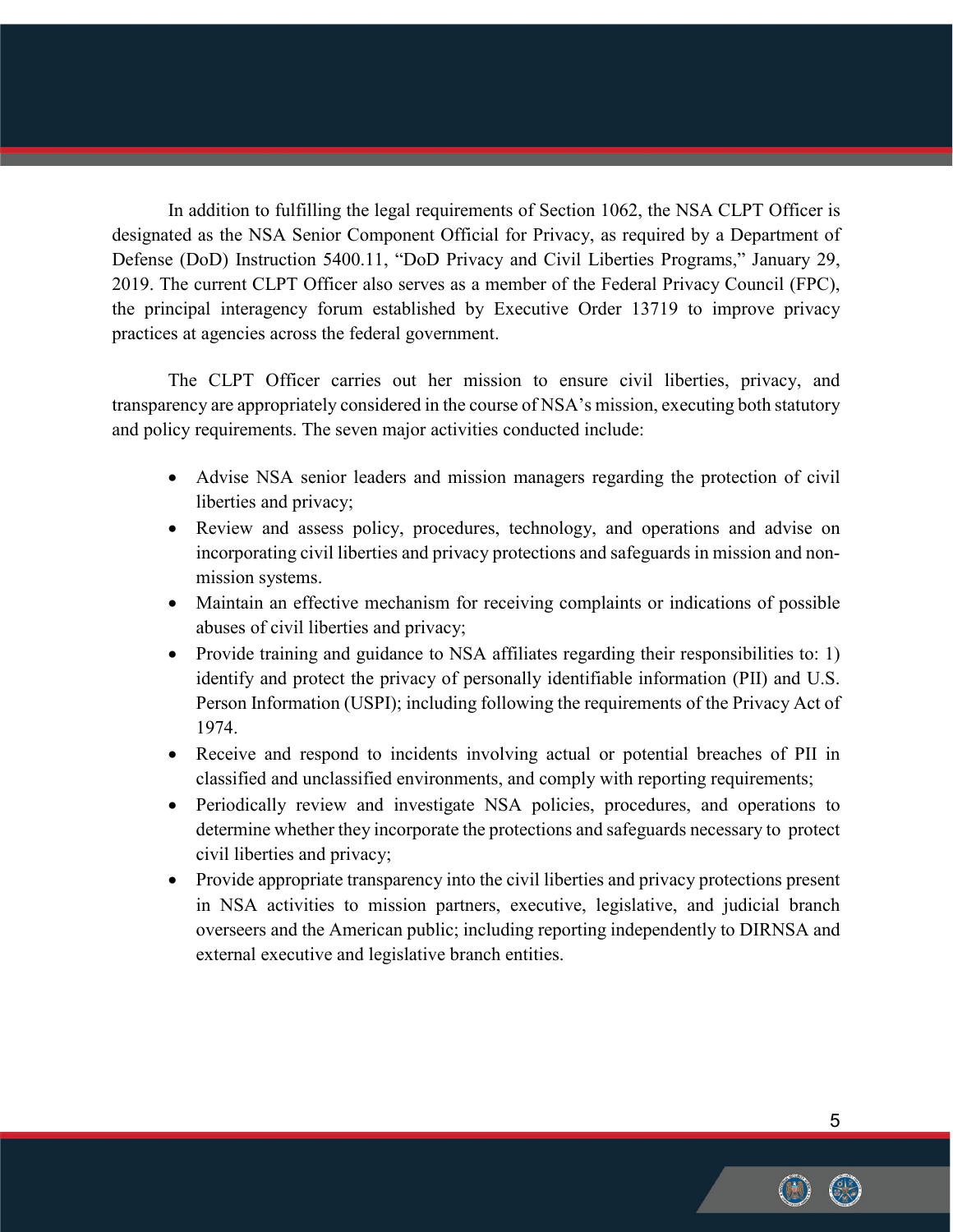In addition to fulfilling the legal requirements of Section 1062, the NSA CLPT Officer is designated as the NSA Senior Component Official for Privacy, as required by a Department of Defense (DoD) Instruction 5400.11, "DoD Privacy and Civil Liberties Programs," January 29, 2019. The current CLPT Officer also serves as a member of the Federal Privacy Council (FPC), the principal interagency forum established by Executive Order 13719 to improve privacy practices at agencies across the federal government.

The CLPT Officer carries out her mission to ensure civil liberties, privacy, and transparency are appropriately considered in the course of NSA's mission, executing both statutory and policy requirements. The seven major activities conducted include:

- Advise NSA senior leaders and mission managers regarding the protection of civil liberties and privacy;
- Review and assess policy, procedures, technology, and operations and advise on incorporating civil liberties and privacy protections and safeguards in mission and non-mission systems.
- Maintain an effective mechanism for receiving complaints or indications of possible abuses of civil liberties and privacy;
- Provide training and guidance to NSA affiliates regarding their responsibilities to: 1) identify and protect the privacy of personally identifiable information (PII) and U.S. Person Information (USPI); including following the requirements of the Privacy Act of 1974.
- Receive and respond to incidents involving actual or potential breaches of PII in classified and unclassified environments, and comply with reporting requirements;
- Periodically review and investigate NSA policies, procedures, and operations to determine whether they incorporate the protections and safeguards necessary to protect civil liberties and privacy;
- Provide appropriate transparency into the civil liberties and privacy protections present in NSA activities to mission partners, executive, legislative, and judicial branch overseers and the American public; including reporting independently to DIRNSA and external executive and legislative branch entities.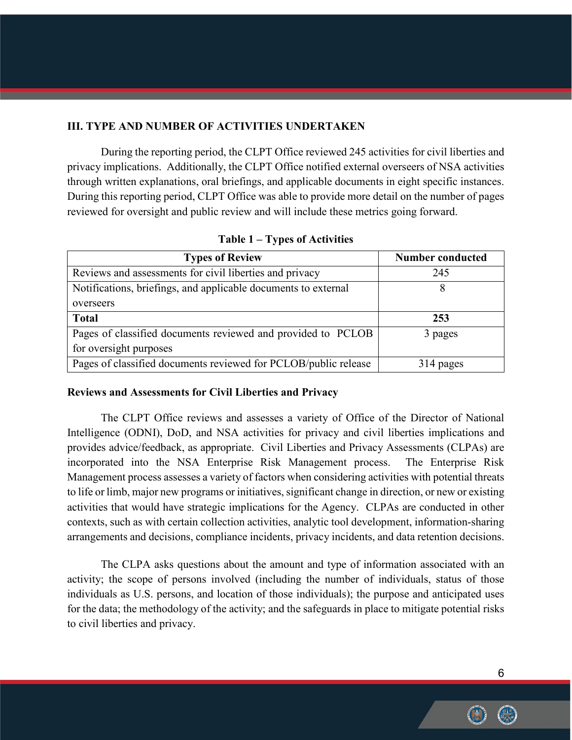## III. TYPE AND NUMBER OF ACTIVITIES UNDERTAKEN

During the reporting period, the CLPT Office reviewed 245 activities for civil liberties and privacy implications. Additionally, the CLPT Office notified external overseers of NSA activities through written explanations, oral briefings, and applicable documents in eight specific instances. During this reporting period, CLPT Office was able to provide more detail on the number of pages reviewed for oversight and public review and will include these metrics going forward.

**Table 1 – Types of Activities**

| Types of Review | Number conducted |
|---|---|
| Reviews and assessments for civil liberties and privacy | 245 |
| Notifications, briefings, and applicable documents to external overseers | 8 |
| **Total** | **253** |
| Pages of classified documents reviewed and provided to PCLOB for oversight purposes | 3 pages |
| Pages of classified documents reviewed for PCLOB/public release | 314 pages |

### Reviews and Assessments for Civil Liberties and Privacy

The CLPT Office reviews and assesses a variety of Office of the Director of National Intelligence (ODNI), DoD, and NSA activities for privacy and civil liberties implications and provides advice/feedback, as appropriate. Civil Liberties and Privacy Assessments (CLPAs) are incorporated into the NSA Enterprise Risk Management process. The Enterprise Risk Management process assesses a variety of factors when considering activities with potential threats to life or limb, major new programs or initiatives, significant change in direction, or new or existing activities that would have strategic implications for the Agency. CLPAs are conducted in other contexts, such as with certain collection activities, analytic tool development, information-sharing arrangements and decisions, compliance incidents, privacy incidents, and data retention decisions.

The CLPA asks questions about the amount and type of information associated with an activity; the scope of persons involved (including the number of individuals, status of those individuals as U.S. persons, and location of those individuals); the purpose and anticipated uses for the data; the methodology of the activity; and the safeguards in place to mitigate potential risks to civil liberties and privacy.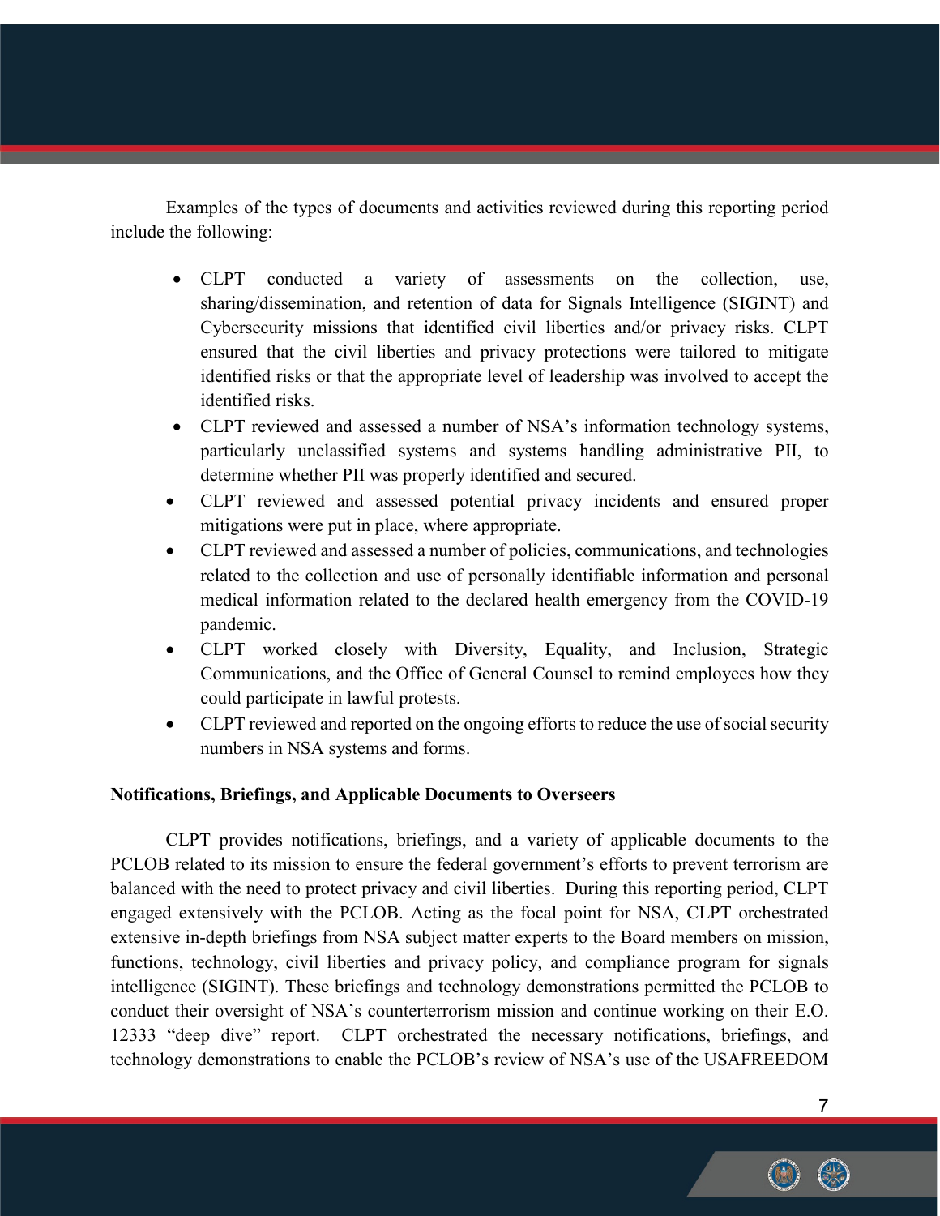Examples of the types of documents and activities reviewed during this reporting period include the following:

- CLPT conducted a variety of assessments on the collection, use, sharing/dissemination, and retention of data for Signals Intelligence (SIGINT) and Cybersecurity missions that identified civil liberties and/or privacy risks. CLPT ensured that the civil liberties and privacy protections were tailored to mitigate identified risks or that the appropriate level of leadership was involved to accept the identified risks.
- CLPT reviewed and assessed a number of NSA's information technology systems, particularly unclassified systems and systems handling administrative PII, to determine whether PII was properly identified and secured.
- CLPT reviewed and assessed potential privacy incidents and ensured proper mitigations were put in place, where appropriate.
- CLPT reviewed and assessed a number of policies, communications, and technologies related to the collection and use of personally identifiable information and personal medical information related to the declared health emergency from the COVID-19 pandemic.
- CLPT worked closely with Diversity, Equality, and Inclusion, Strategic Communications, and the Office of General Counsel to remind employees how they could participate in lawful protests.
- CLPT reviewed and reported on the ongoing efforts to reduce the use of social security numbers in NSA systems and forms.

**Notifications, Briefings, and Applicable Documents to Overseers**

CLPT provides notifications, briefings, and a variety of applicable documents to the PCLOB related to its mission to ensure the federal government's efforts to prevent terrorism are balanced with the need to protect privacy and civil liberties. During this reporting period, CLPT engaged extensively with the PCLOB. Acting as the focal point for NSA, CLPT orchestrated extensive in-depth briefings from NSA subject matter experts to the Board members on mission, functions, technology, civil liberties and privacy policy, and compliance program for signals intelligence (SIGINT). These briefings and technology demonstrations permitted the PCLOB to conduct their oversight of NSA's counterterrorism mission and continue working on their E.O. 12333 "deep dive" report. CLPT orchestrated the necessary notifications, briefings, and technology demonstrations to enable the PCLOB's review of NSA's use of the USAFREEDOM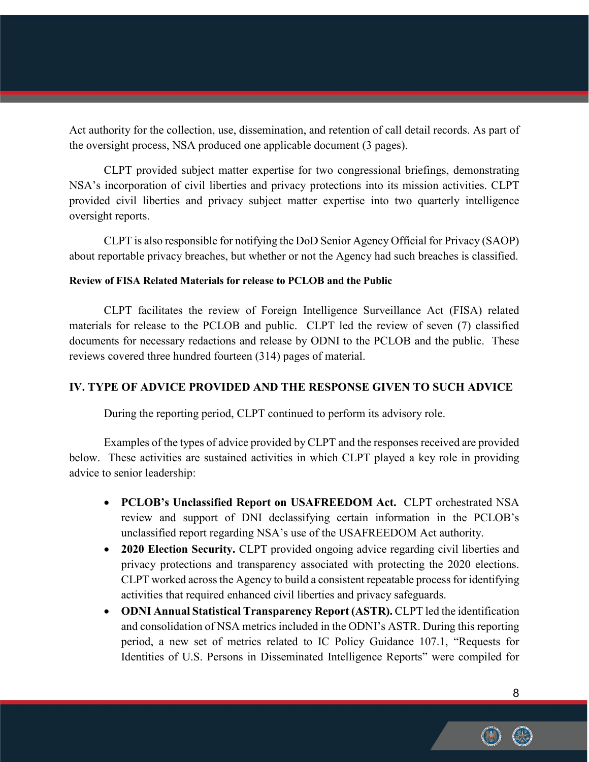Act authority for the collection, use, dissemination, and retention of call detail records. As part of the oversight process, NSA produced one applicable document (3 pages).

CLPT provided subject matter expertise for two congressional briefings, demonstrating NSA's incorporation of civil liberties and privacy protections into its mission activities. CLPT provided civil liberties and privacy subject matter expertise into two quarterly intelligence oversight reports.

CLPT is also responsible for notifying the DoD Senior Agency Official for Privacy (SAOP) about reportable privacy breaches, but whether or not the Agency had such breaches is classified.

#### Review of FISA Related Materials for release to PCLOB and the Public

CLPT facilitates the review of Foreign Intelligence Surveillance Act (FISA) related materials for release to the PCLOB and public. CLPT led the review of seven (7) classified documents for necessary redactions and release by ODNI to the PCLOB and the public. These reviews covered three hundred fourteen (314) pages of material.

## IV. TYPE OF ADVICE PROVIDED AND THE RESPONSE GIVEN TO SUCH ADVICE

During the reporting period, CLPT continued to perform its advisory role.

Examples of the types of advice provided by CLPT and the responses received are provided below. These activities are sustained activities in which CLPT played a key role in providing advice to senior leadership:

- **PCLOB's Unclassified Report on USAFREEDOM Act.** CLPT orchestrated NSA review and support of DNI declassifying certain information in the PCLOB's unclassified report regarding NSA's use of the USAFREEDOM Act authority.
- **2020 Election Security.** CLPT provided ongoing advice regarding civil liberties and privacy protections and transparency associated with protecting the 2020 elections. CLPT worked across the Agency to build a consistent repeatable process for identifying activities that required enhanced civil liberties and privacy safeguards.
- **ODNI Annual Statistical Transparency Report (ASTR).** CLPT led the identification and consolidation of NSA metrics included in the ODNI's ASTR. During this reporting period, a new set of metrics related to IC Policy Guidance 107.1, "Requests for Identities of U.S. Persons in Disseminated Intelligence Reports" were compiled for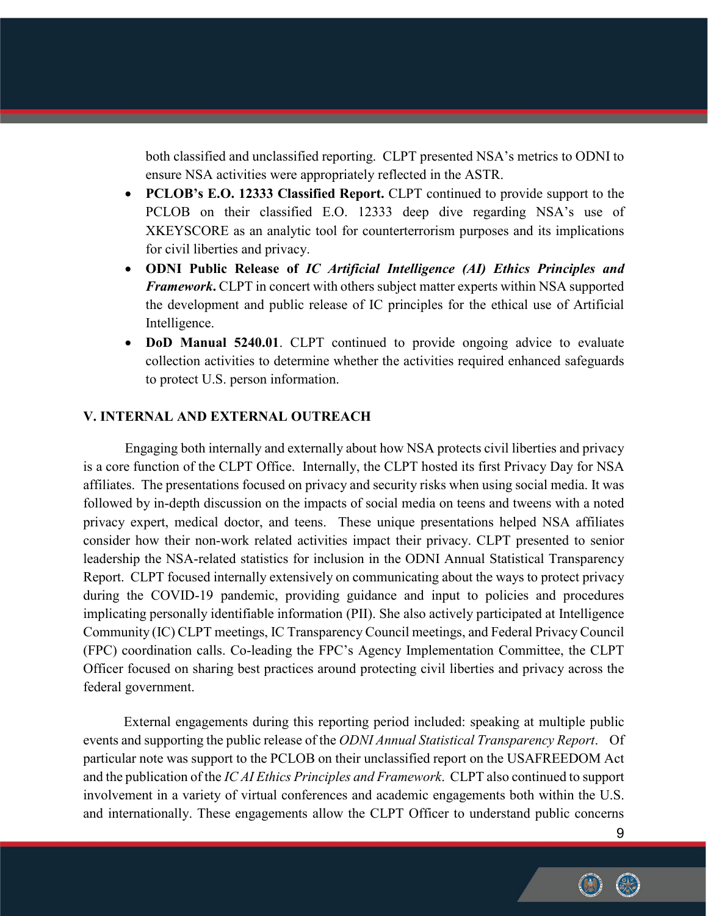both classified and unclassified reporting. CLPT presented NSA's metrics to ODNI to ensure NSA activities were appropriately reflected in the ASTR.

- **PCLOB's E.O. 12333 Classified Report.** CLPT continued to provide support to the PCLOB on their classified E.O. 12333 deep dive regarding NSA's use of XKEYSCORE as an analytic tool for counterterrorism purposes and its implications for civil liberties and privacy.
- **ODNI Public Release of *IC Artificial Intelligence (AI) Ethics Principles and Framework*.** CLPT in concert with others subject matter experts within NSA supported the development and public release of IC principles for the ethical use of Artificial Intelligence.
- **DoD Manual 5240.01**. CLPT continued to provide ongoing advice to evaluate collection activities to determine whether the activities required enhanced safeguards to protect U.S. person information.

## V. INTERNAL AND EXTERNAL OUTREACH

Engaging both internally and externally about how NSA protects civil liberties and privacy is a core function of the CLPT Office. Internally, the CLPT hosted its first Privacy Day for NSA affiliates. The presentations focused on privacy and security risks when using social media. It was followed by in-depth discussion on the impacts of social media on teens and tweens with a noted privacy expert, medical doctor, and teens. These unique presentations helped NSA affiliates consider how their non-work related activities impact their privacy. CLPT presented to senior leadership the NSA-related statistics for inclusion in the ODNI Annual Statistical Transparency Report. CLPT focused internally extensively on communicating about the ways to protect privacy during the COVID-19 pandemic, providing guidance and input to policies and procedures implicating personally identifiable information (PII). She also actively participated at Intelligence Community (IC) CLPT meetings, IC Transparency Council meetings, and Federal Privacy Council (FPC) coordination calls. Co-leading the FPC's Agency Implementation Committee, the CLPT Officer focused on sharing best practices around protecting civil liberties and privacy across the federal government.

External engagements during this reporting period included: speaking at multiple public events and supporting the public release of the *ODNI Annual Statistical Transparency Report*. Of particular note was support to the PCLOB on their unclassified report on the USAFREEDOM Act and the publication of the *IC AI Ethics Principles and Framework*. CLPT also continued to support involvement in a variety of virtual conferences and academic engagements both within the U.S. and internationally. These engagements allow the CLPT Officer to understand public concerns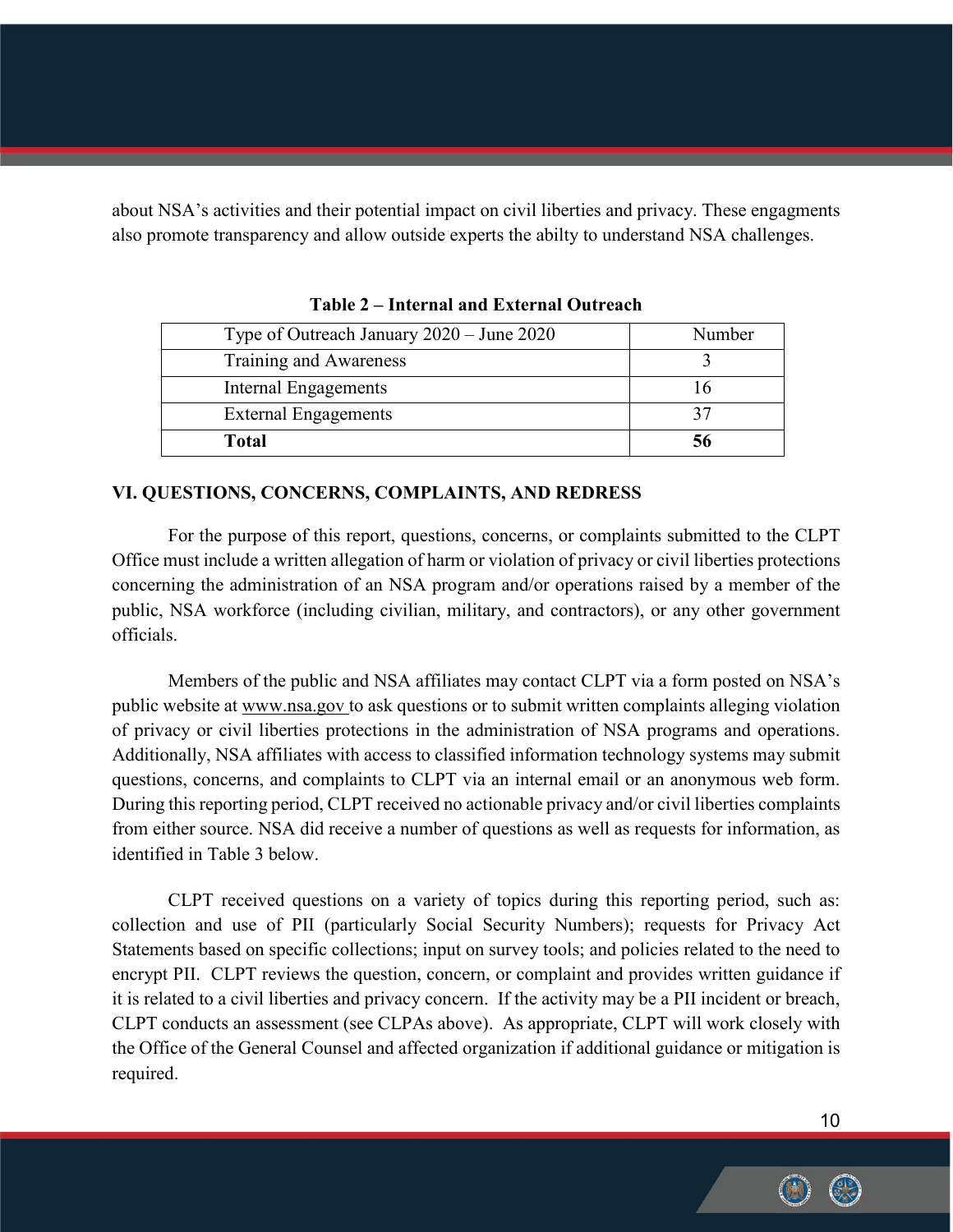about NSA's activities and their potential impact on civil liberties and privacy. These engagments also promote transparency and allow outside experts the abilty to understand NSA challenges.

**Table 2 – Internal and External Outreach**

| Type of Outreach January 2020 – June 2020 | Number |
|---|---|
| Training and Awareness | 3 |
| Internal Engagements | 16 |
| External Engagements | 37 |
| **Total** | **56** |

## VI. QUESTIONS, CONCERNS, COMPLAINTS, AND REDRESS

For the purpose of this report, questions, concerns, or complaints submitted to the CLPT Office must include a written allegation of harm or violation of privacy or civil liberties protections concerning the administration of an NSA program and/or operations raised by a member of the public, NSA workforce (including civilian, military, and contractors), or any other government officials.

Members of the public and NSA affiliates may contact CLPT via a form posted on NSA's public website at www.nsa.gov to ask questions or to submit written complaints alleging violation of privacy or civil liberties protections in the administration of NSA programs and operations. Additionally, NSA affiliates with access to classified information technology systems may submit questions, concerns, and complaints to CLPT via an internal email or an anonymous web form. During this reporting period, CLPT received no actionable privacy and/or civil liberties complaints from either source. NSA did receive a number of questions as well as requests for information, as identified in Table 3 below.

CLPT received questions on a variety of topics during this reporting period, such as: collection and use of PII (particularly Social Security Numbers); requests for Privacy Act Statements based on specific collections; input on survey tools; and policies related to the need to encrypt PII. CLPT reviews the question, concern, or complaint and provides written guidance if it is related to a civil liberties and privacy concern. If the activity may be a PII incident or breach, CLPT conducts an assessment (see CLPAs above). As appropriate, CLPT will work closely with the Office of the General Counsel and affected organization if additional guidance or mitigation is required.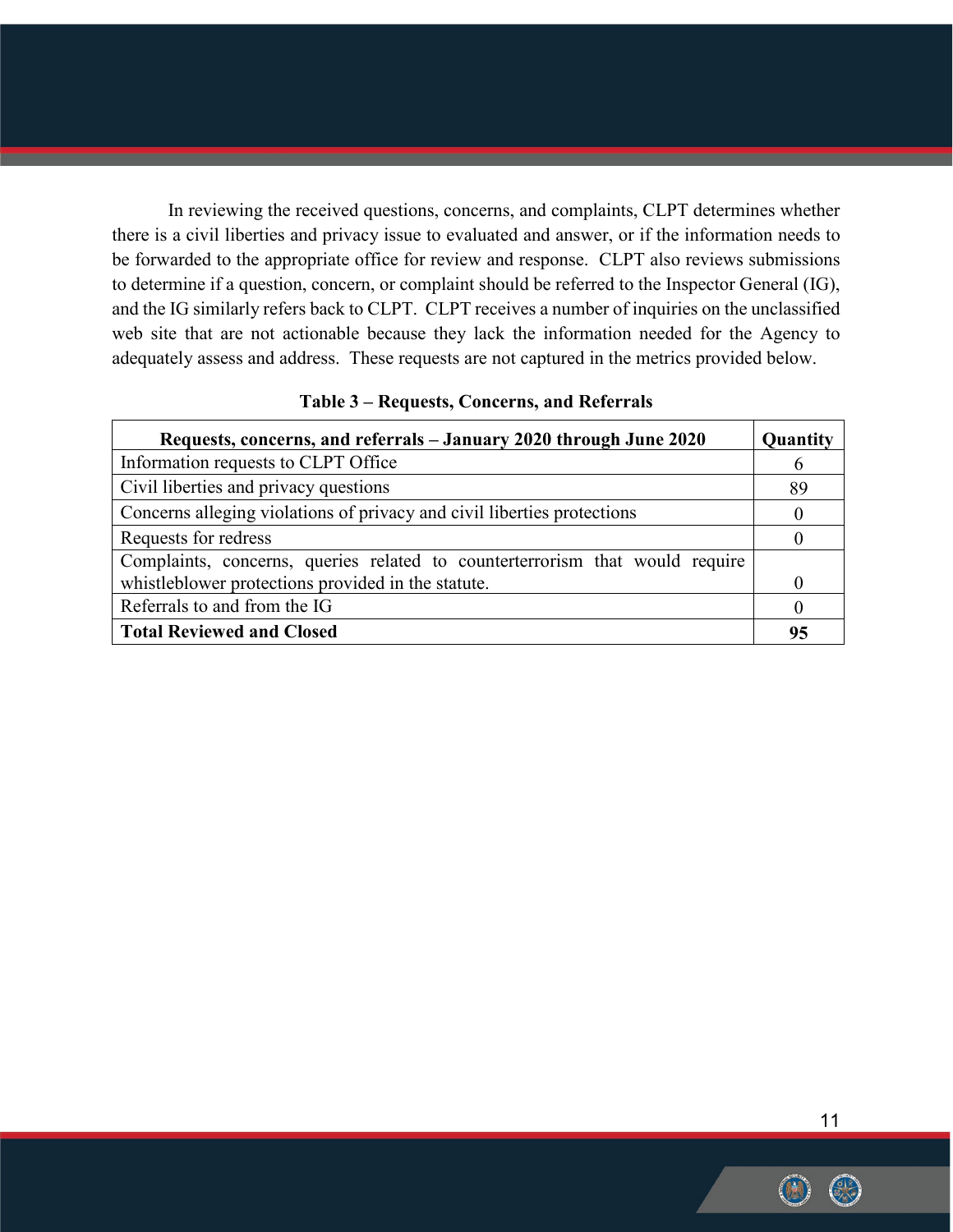In reviewing the received questions, concerns, and complaints, CLPT determines whether there is a civil liberties and privacy issue to evaluated and answer, or if the information needs to be forwarded to the appropriate office for review and response. CLPT also reviews submissions to determine if a question, concern, or complaint should be referred to the Inspector General (IG), and the IG similarly refers back to CLPT. CLPT receives a number of inquiries on the unclassified web site that are not actionable because they lack the information needed for the Agency to adequately assess and address. These requests are not captured in the metrics provided below.

**Table 3 – Requests, Concerns, and Referrals**

| Requests, concerns, and referrals – January 2020 through June 2020 | Quantity |
|---|---|
| Information requests to CLPT Office | 6 |
| Civil liberties and privacy questions | 89 |
| Concerns alleging violations of privacy and civil liberties protections | 0 |
| Requests for redress | 0 |
| Complaints, concerns, queries related to counterterrorism that would require whistleblower protections provided in the statute. | 0 |
| Referrals to and from the IG | 0 |
| **Total Reviewed and Closed** | **95** |